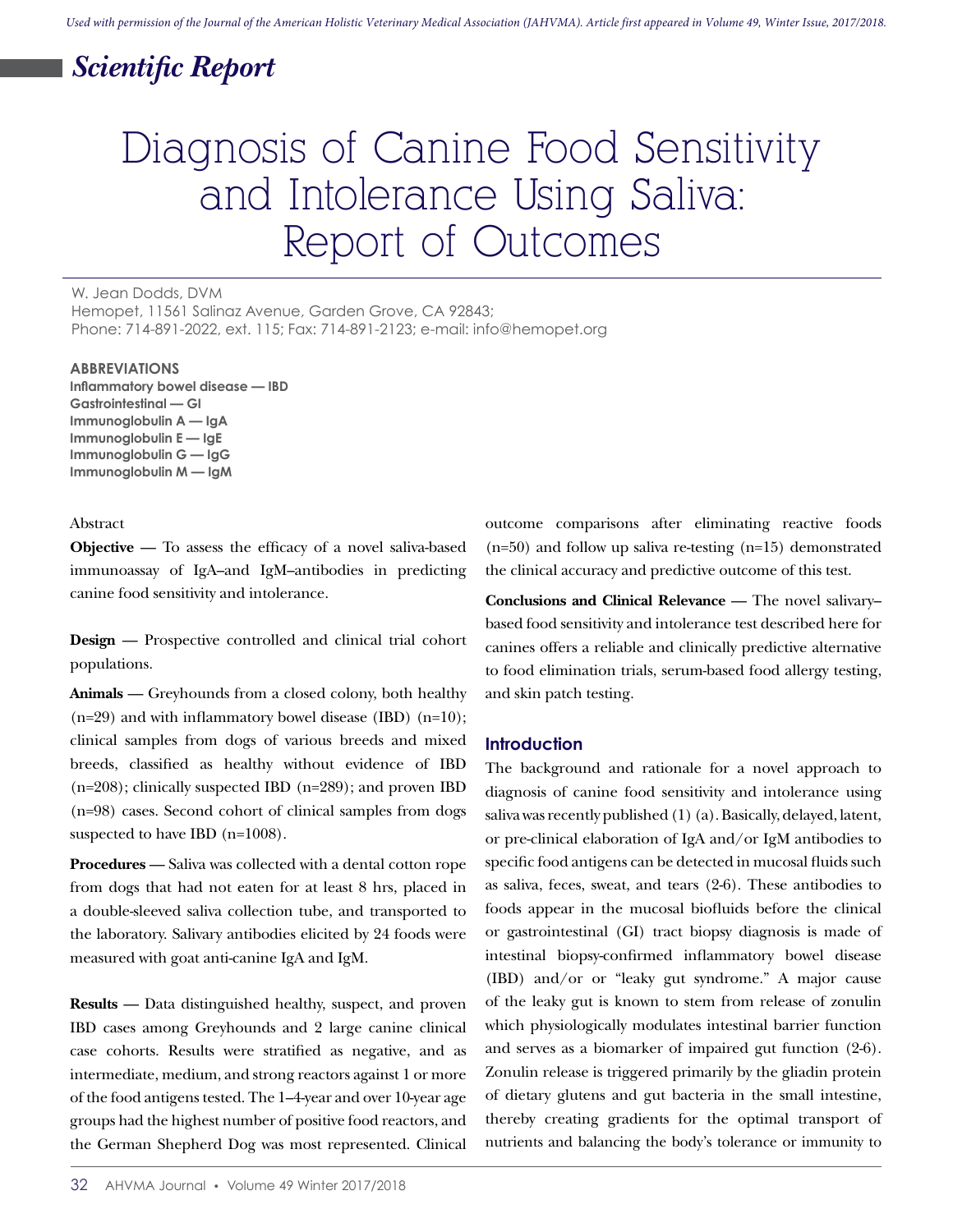*Used with permission of the Journal of the American Holistic Veterinary Medical Association (JAHVMA). Article first appeared in Volume 49, Winter Issue, 2017/2018.*

## *Scientific Report*

# Diagnosis of Canine Food Sensitivity and Intolerance Using Saliva: Report of Outcomes

W. Jean Dodds, DVM
Hemopet, 11561 Salinaz Avenue, Garden Grove, CA 92843;
Phone: 714-891-2022, ext. 115; Fax: 714-891-2123; e-mail: info@hemopet.org

**ABBREVIATIONS**
**Inflammatory bowel disease — IBD**
**Gastrointestinal — GI**
**Immunoglobulin A — IgA**
**Immunoglobulin E — IgE**
**Immunoglobulin G — IgG**
**Immunoglobulin M — IgM**

Abstract

**Objective —** To assess the efficacy of a novel saliva-based immunoassay of IgA–and IgM–antibodies in predicting canine food sensitivity and intolerance.

**Design —** Prospective controlled and clinical trial cohort populations.

**Animals —** Greyhounds from a closed colony, both healthy (n=29) and with inflammatory bowel disease (IBD) (n=10); clinical samples from dogs of various breeds and mixed breeds, classified as healthy without evidence of IBD (n=208); clinically suspected IBD (n=289); and proven IBD (n=98) cases. Second cohort of clinical samples from dogs suspected to have IBD (n=1008).

**Procedures —** Saliva was collected with a dental cotton rope from dogs that had not eaten for at least 8 hrs, placed in a double-sleeved saliva collection tube, and transported to the laboratory. Salivary antibodies elicited by 24 foods were measured with goat anti-canine IgA and IgM.

**Results —** Data distinguished healthy, suspect, and proven IBD cases among Greyhounds and 2 large canine clinical case cohorts. Results were stratified as negative, and as intermediate, medium, and strong reactors against 1 or more of the food antigens tested. The 1–4-year and over 10-year age groups had the highest number of positive food reactors, and the German Shepherd Dog was most represented. Clinical outcome comparisons after eliminating reactive foods (n=50) and follow up saliva re-testing (n=15) demonstrated the clinical accuracy and predictive outcome of this test.

**Conclusions and Clinical Relevance —** The novel salivary–based food sensitivity and intolerance test described here for canines offers a reliable and clinically predictive alternative to food elimination trials, serum-based food allergy testing, and skin patch testing.

## Introduction

The background and rationale for a novel approach to diagnosis of canine food sensitivity and intolerance using saliva was recently published (1) (a). Basically, delayed, latent, or pre-clinical elaboration of IgA and/or IgM antibodies to specific food antigens can be detected in mucosal fluids such as saliva, feces, sweat, and tears (2-6). These antibodies to foods appear in the mucosal biofluids before the clinical or gastrointestinal (GI) tract biopsy diagnosis is made of intestinal biopsy-confirmed inflammatory bowel disease (IBD) and/or or "leaky gut syndrome." A major cause of the leaky gut is known to stem from release of zonulin which physiologically modulates intestinal barrier function and serves as a biomarker of impaired gut function (2-6). Zonulin release is triggered primarily by the gliadin protein of dietary glutens and gut bacteria in the small intestine, thereby creating gradients for the optimal transport of nutrients and balancing the body's tolerance or immunity to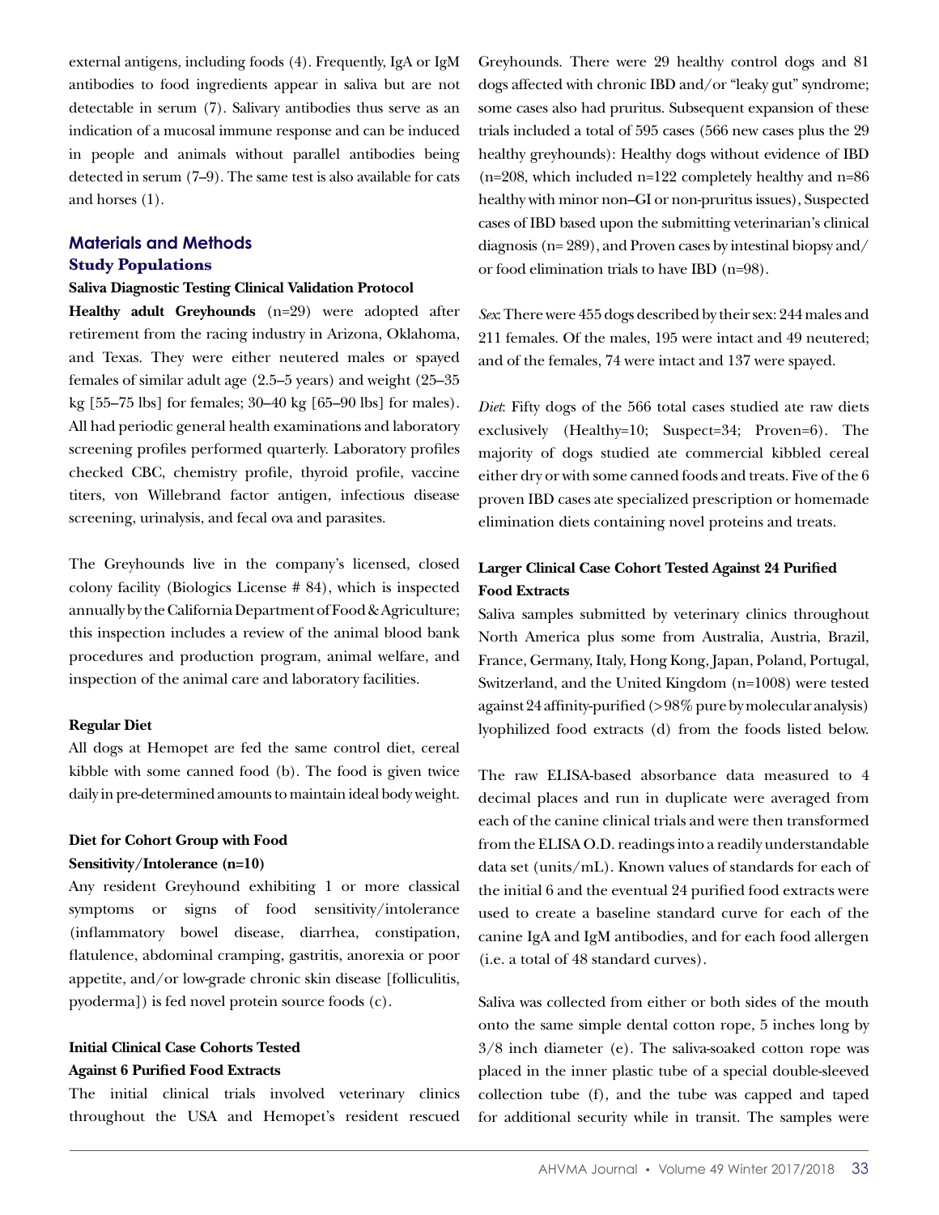external antigens, including foods (4). Frequently, IgA or IgM antibodies to food ingredients appear in saliva but are not detectable in serum (7). Salivary antibodies thus serve as an indication of a mucosal immune response and can be induced in people and animals without parallel antibodies being detected in serum (7–9). The same test is also available for cats and horses (1).

## Materials and Methods

### Study Populations

#### Saliva Diagnostic Testing Clinical Validation Protocol

**Healthy adult Greyhounds** (n=29) were adopted after retirement from the racing industry in Arizona, Oklahoma, and Texas. They were either neutered males or spayed females of similar adult age (2.5–5 years) and weight (25–35 kg [55–75 lbs] for females; 30–40 kg [65–90 lbs] for males). All had periodic general health examinations and laboratory screening profiles performed quarterly. Laboratory profiles checked CBC, chemistry profile, thyroid profile, vaccine titers, von Willebrand factor antigen, infectious disease screening, urinalysis, and fecal ova and parasites.

The Greyhounds live in the company's licensed, closed colony facility (Biologics License # 84), which is inspected annually by the California Department of Food & Agriculture; this inspection includes a review of the animal blood bank procedures and production program, animal welfare, and inspection of the animal care and laboratory facilities.

#### Regular Diet

All dogs at Hemopet are fed the same control diet, cereal kibble with some canned food (b). The food is given twice daily in pre-determined amounts to maintain ideal body weight.

#### Diet for Cohort Group with Food Sensitivity/Intolerance (n=10)

Any resident Greyhound exhibiting 1 or more classical symptoms or signs of food sensitivity/intolerance (inflammatory bowel disease, diarrhea, constipation, flatulence, abdominal cramping, gastritis, anorexia or poor appetite, and/or low-grade chronic skin disease [folliculitis, pyoderma]) is fed novel protein source foods (c).

#### Initial Clinical Case Cohorts Tested Against 6 Purified Food Extracts

The initial clinical trials involved veterinary clinics throughout the USA and Hemopet's resident rescued Greyhounds. There were 29 healthy control dogs and 81 dogs affected with chronic IBD and/or "leaky gut" syndrome; some cases also had pruritus. Subsequent expansion of these trials included a total of 595 cases (566 new cases plus the 29 healthy greyhounds): Healthy dogs without evidence of IBD (n=208, which included n=122 completely healthy and n=86 healthy with minor non–GI or non-pruritus issues), Suspected cases of IBD based upon the submitting veterinarian's clinical diagnosis (n= 289), and Proven cases by intestinal biopsy and/or food elimination trials to have IBD (n=98).

*Sex*: There were 455 dogs described by their sex: 244 males and 211 females. Of the males, 195 were intact and 49 neutered; and of the females, 74 were intact and 137 were spayed.

*Diet*: Fifty dogs of the 566 total cases studied ate raw diets exclusively (Healthy=10; Suspect=34; Proven=6). The majority of dogs studied ate commercial kibbled cereal either dry or with some canned foods and treats. Five of the 6 proven IBD cases ate specialized prescription or homemade elimination diets containing novel proteins and treats.

#### Larger Clinical Case Cohort Tested Against 24 Purified Food Extracts

Saliva samples submitted by veterinary clinics throughout North America plus some from Australia, Austria, Brazil, France, Germany, Italy, Hong Kong, Japan, Poland, Portugal, Switzerland, and the United Kingdom (n=1008) were tested against 24 affinity-purified (>98% pure by molecular analysis) lyophilized food extracts (d) from the foods listed below.

The raw ELISA-based absorbance data measured to 4 decimal places and run in duplicate were averaged from each of the canine clinical trials and were then transformed from the ELISA O.D. readings into a readily understandable data set (units/mL). Known values of standards for each of the initial 6 and the eventual 24 purified food extracts were used to create a baseline standard curve for each of the canine IgA and IgM antibodies, and for each food allergen (i.e. a total of 48 standard curves).

Saliva was collected from either or both sides of the mouth onto the same simple dental cotton rope, 5 inches long by 3/8 inch diameter (e). The saliva-soaked cotton rope was placed in the inner plastic tube of a special double-sleeved collection tube (f), and the tube was capped and taped for additional security while in transit. The samples were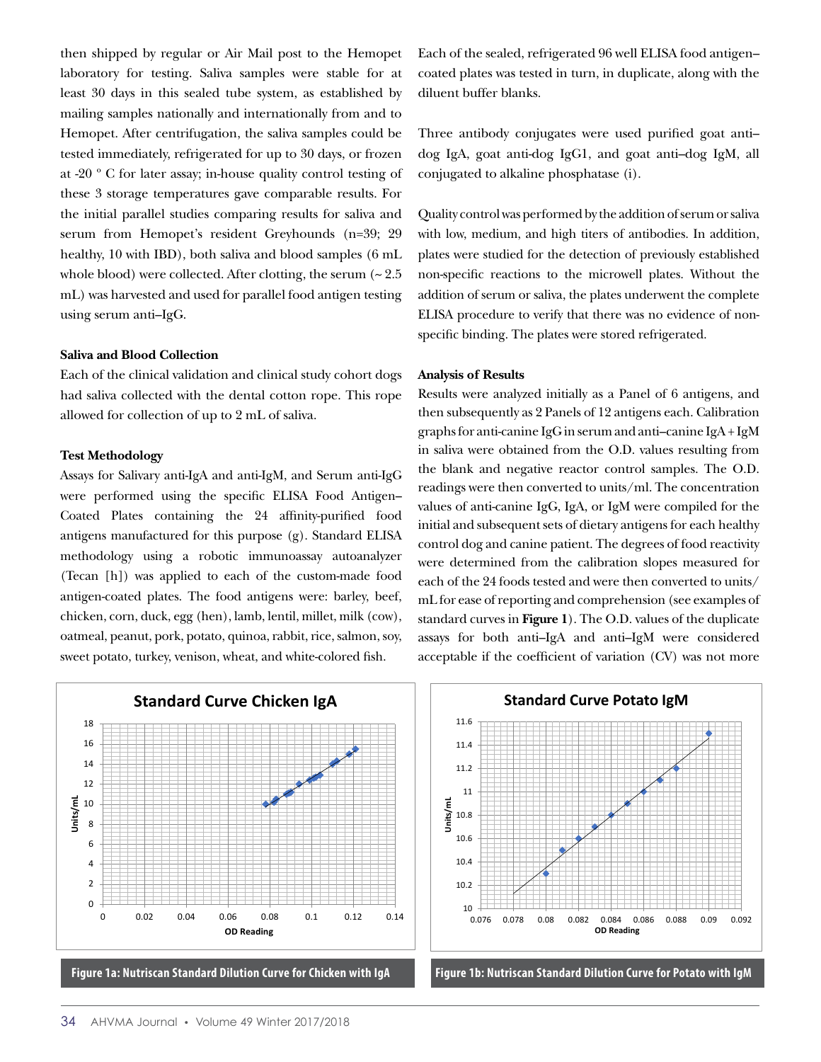then shipped by regular or Air Mail post to the Hemopet laboratory for testing. Saliva samples were stable for at least 30 days in this sealed tube system, as established by mailing samples nationally and internationally from and to Hemopet. After centrifugation, the saliva samples could be tested immediately, refrigerated for up to 30 days, or frozen at -20 º C for later assay; in-house quality control testing of these 3 storage temperatures gave comparable results. For the initial parallel studies comparing results for saliva and serum from Hemopet's resident Greyhounds (n=39; 29 healthy, 10 with IBD), both saliva and blood samples (6 mL whole blood) were collected. After clotting, the serum (~ 2.5 mL) was harvested and used for parallel food antigen testing using serum anti–IgG.

**Saliva and Blood Collection**

Each of the clinical validation and clinical study cohort dogs had saliva collected with the dental cotton rope. This rope allowed for collection of up to 2 mL of saliva.

**Test Methodology**

Assays for Salivary anti-IgA and anti-IgM, and Serum anti-IgG were performed using the specific ELISA Food Antigen–Coated Plates containing the 24 affinity-purified food antigens manufactured for this purpose (g). Standard ELISA methodology using a robotic immunoassay autoanalyzer (Tecan [h]) was applied to each of the custom-made food antigen-coated plates. The food antigens were: barley, beef, chicken, corn, duck, egg (hen), lamb, lentil, millet, milk (cow), oatmeal, peanut, pork, potato, quinoa, rabbit, rice, salmon, soy, sweet potato, turkey, venison, wheat, and white-colored fish.

Each of the sealed, refrigerated 96 well ELISA food antigen–coated plates was tested in turn, in duplicate, along with the diluent buffer blanks.

Three antibody conjugates were used purified goat anti–dog IgA, goat anti-dog IgG1, and goat anti–dog IgM, all conjugated to alkaline phosphatase (i).

Quality control was performed by the addition of serum or saliva with low, medium, and high titers of antibodies. In addition, plates were studied for the detection of previously established non-specific reactions to the microwell plates. Without the addition of serum or saliva, the plates underwent the complete ELISA procedure to verify that there was no evidence of non-specific binding. The plates were stored refrigerated.

**Analysis of Results**

Results were analyzed initially as a Panel of 6 antigens, and then subsequently as 2 Panels of 12 antigens each. Calibration graphs for anti-canine IgG in serum and anti–canine IgA + IgM in saliva were obtained from the O.D. values resulting from the blank and negative reactor control samples. The O.D. readings were then converted to units/ml. The concentration values of anti-canine IgG, IgA, or IgM were compiled for the initial and subsequent sets of dietary antigens for each healthy control dog and canine patient. The degrees of food reactivity were determined from the calibration slopes measured for each of the 24 foods tested and were then converted to units/mL for ease of reporting and comprehension (see examples of standard curves in **Figure 1**). The O.D. values of the duplicate assays for both anti–IgA and anti–IgM were considered acceptable if the coefficient of variation (CV) was not more

**Figure 1a: Nutriscan Standard Dilution Curve for Chicken with IgA**

**Figure 1b: Nutriscan Standard Dilution Curve for Potato with IgM**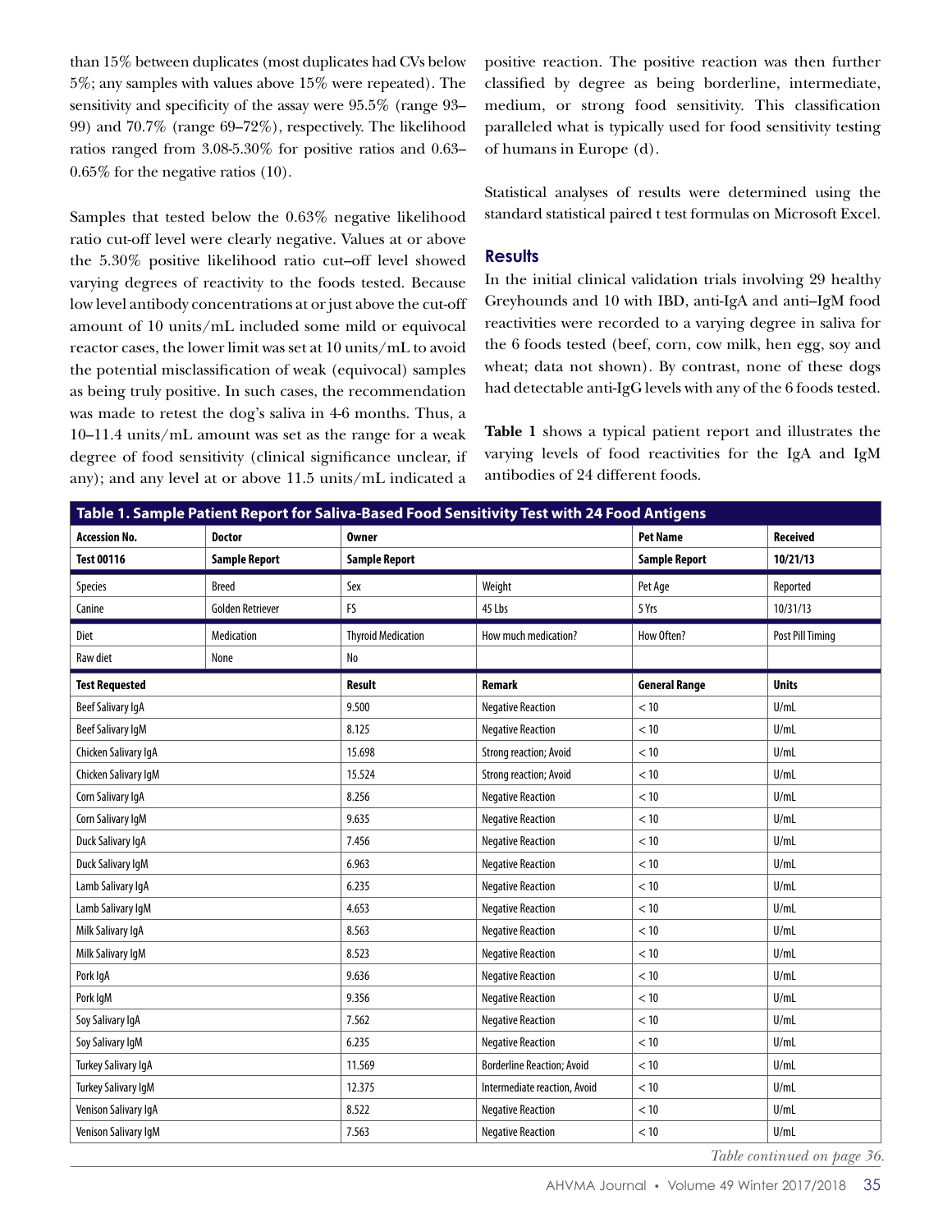than 15% between duplicates (most duplicates had CVs below 5%; any samples with values above 15% were repeated). The sensitivity and specificity of the assay were 95.5% (range 93–99) and 70.7% (range 69–72%), respectively. The likelihood ratios ranged from 3.08-5.30% for positive ratios and 0.63–0.65% for the negative ratios (10).

Samples that tested below the 0.63% negative likelihood ratio cut-off level were clearly negative. Values at or above the 5.30% positive likelihood ratio cut–off level showed varying degrees of reactivity to the foods tested. Because low level antibody concentrations at or just above the cut-off amount of 10 units/mL included some mild or equivocal reactor cases, the lower limit was set at 10 units/mL to avoid the potential misclassification of weak (equivocal) samples as being truly positive. In such cases, the recommendation was made to retest the dog's saliva in 4-6 months. Thus, a 10–11.4 units/mL amount was set as the range for a weak degree of food sensitivity (clinical significance unclear, if any); and any level at or above 11.5 units/mL indicated a positive reaction. The positive reaction was then further classified by degree as being borderline, intermediate, medium, or strong food sensitivity. This classification paralleled what is typically used for food sensitivity testing of humans in Europe (d).

Statistical analyses of results were determined using the standard statistical paired t test formulas on Microsoft Excel.

## Results

In the initial clinical validation trials involving 29 healthy Greyhounds and 10 with IBD, anti-IgA and anti–IgM food reactivities were recorded to a varying degree in saliva for the 6 foods tested (beef, corn, cow milk, hen egg, soy and wheat; data not shown). By contrast, none of these dogs had detectable anti-IgG levels with any of the 6 foods tested.

**Table 1** shows a typical patient report and illustrates the varying levels of food reactivities for the IgA and IgM antibodies of 24 different foods.

**Table 1. Sample Patient Report for Saliva-Based Food Sensitivity Test with 24 Food Antigens**

| Accession No. | Doctor | Owner | | Pet Name | Received |
|---|---|---|---|---|---|
| Test 00116 | Sample Report | Sample Report | | Sample Report | 10/21/13 |
| Species | Breed | Sex | Weight | Pet Age | Reported |
| Canine | Golden Retriever | FS | 45 Lbs | 5 Yrs | 10/31/13 |
| Diet | Medication | Thyroid Medication | How much medication? | How Often? | Post Pill Timing |
| Raw diet | None | No | | | |
| **Test Requested** | | **Result** | **Remark** | **General Range** | **Units** |
| Beef Salivary IgA | | 9.500 | Negative Reaction | < 10 | U/mL |
| Beef Salivary IgM | | 8.125 | Negative Reaction | < 10 | U/mL |
| Chicken Salivary IgA | | 15.698 | Strong reaction; Avoid | < 10 | U/mL |
| Chicken Salivary IgM | | 15.524 | Strong reaction; Avoid | < 10 | U/mL |
| Corn Salivary IgA | | 8.256 | Negative Reaction | < 10 | U/mL |
| Corn Salivary IgM | | 9.635 | Negative Reaction | < 10 | U/mL |
| Duck Salivary IgA | | 7.456 | Negative Reaction | < 10 | U/mL |
| Duck Salivary IgM | | 6.963 | Negative Reaction | < 10 | U/mL |
| Lamb Salivary IgA | | 6.235 | Negative Reaction | < 10 | U/mL |
| Lamb Salivary IgM | | 4.653 | Negative Reaction | < 10 | U/mL |
| Milk Salivary IgA | | 8.563 | Negative Reaction | < 10 | U/mL |
| Milk Salivary IgM | | 8.523 | Negative Reaction | < 10 | U/mL |
| Pork IgA | | 9.636 | Negative Reaction | < 10 | U/mL |
| Pork IgM | | 9.356 | Negative Reaction | < 10 | U/mL |
| Soy Salivary IgA | | 7.562 | Negative Reaction | < 10 | U/mL |
| Soy Salivary IgM | | 6.235 | Negative Reaction | < 10 | U/mL |
| Turkey Salivary IgA | | 11.569 | Borderline Reaction; Avoid | < 10 | U/mL |
| Turkey Salivary IgM | | 12.375 | Intermediate reaction, Avoid | < 10 | U/mL |
| Venison Salivary IgA | | 8.522 | Negative Reaction | < 10 | U/mL |
| Venison Salivary IgM | | 7.563 | Negative Reaction | < 10 | U/mL |

*Table continued on page 36.*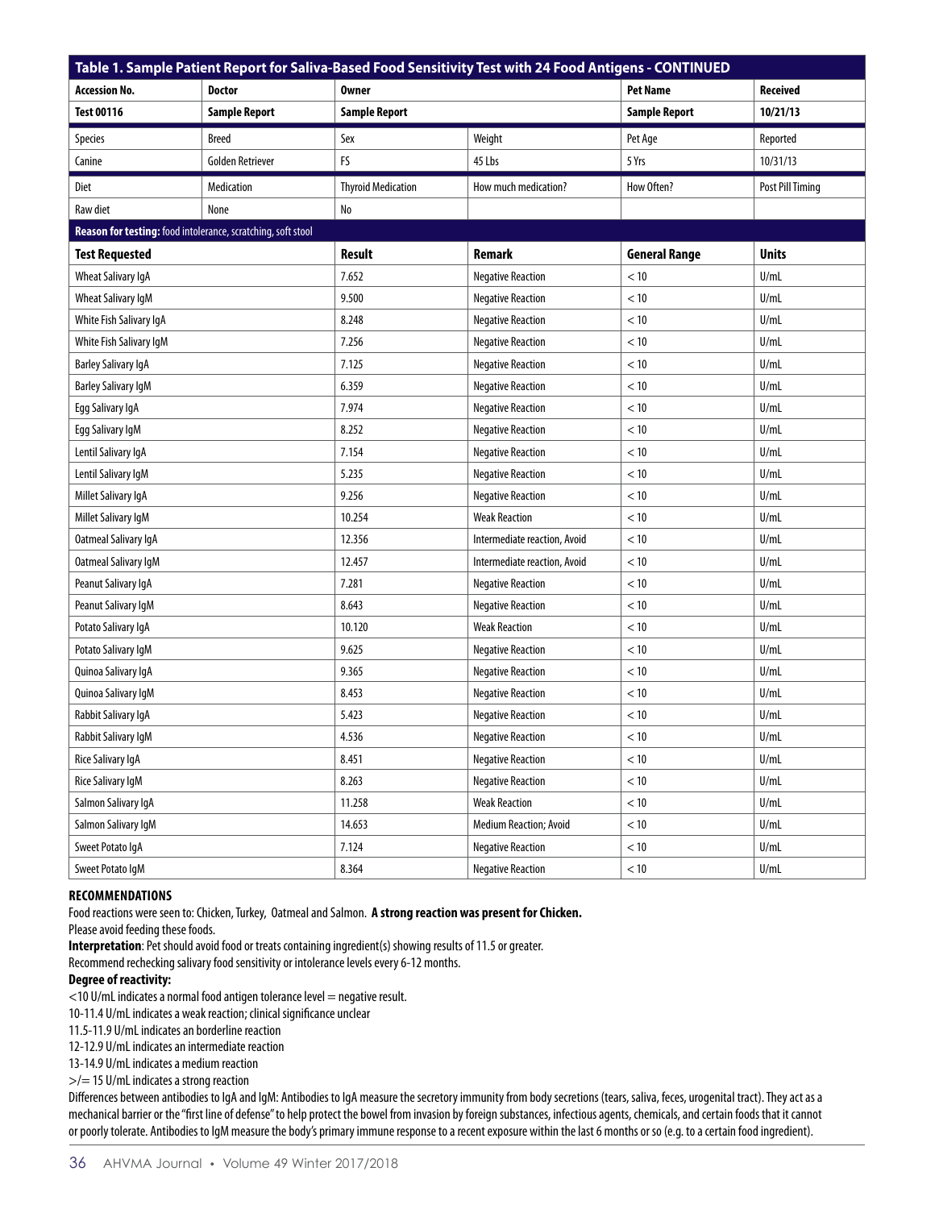**Table 1. Sample Patient Report for Saliva-Based Food Sensitivity Test with 24 Food Antigens - CONTINUED**

| Accession No. | Doctor | Owner | | Pet Name | Received |
|---|---|---|---|---|---|
| **Test 00116** | **Sample Report** | **Sample Report** | | **Sample Report** | **10/21/13** |
| Species | Breed | Sex | Weight | Pet Age | Reported |
| Canine | Golden Retriever | FS | 45 Lbs | 5 Yrs | 10/31/13 |
| Diet | Medication | Thyroid Medication | How much medication? | How Often? | Post Pill Timing |
| Raw diet | None | No | | | |
| **Reason for testing:** food intolerance, scratching, soft stool | | | | | |
| **Test Requested** | | **Result** | **Remark** | **General Range** | **Units** |
| Wheat Salivary IgA | | 7.652 | Negative Reaction | < 10 | U/mL |
| Wheat Salivary IgM | | 9.500 | Negative Reaction | < 10 | U/mL |
| White Fish Salivary IgA | | 8.248 | Negative Reaction | < 10 | U/mL |
| White Fish Salivary IgM | | 7.256 | Negative Reaction | < 10 | U/mL |
| Barley Salivary IgA | | 7.125 | Negative Reaction | < 10 | U/mL |
| Barley Salivary IgM | | 6.359 | Negative Reaction | < 10 | U/mL |
| Egg Salivary IgA | | 7.974 | Negative Reaction | < 10 | U/mL |
| Egg Salivary IgM | | 8.252 | Negative Reaction | < 10 | U/mL |
| Lentil Salivary IgA | | 7.154 | Negative Reaction | < 10 | U/mL |
| Lentil Salivary IgM | | 5.235 | Negative Reaction | < 10 | U/mL |
| Millet Salivary IgA | | 9.256 | Negative Reaction | < 10 | U/mL |
| Millet Salivary IgM | | 10.254 | Weak Reaction | < 10 | U/mL |
| Oatmeal Salivary IgA | | 12.356 | Intermediate reaction, Avoid | < 10 | U/mL |
| Oatmeal Salivary IgM | | 12.457 | Intermediate reaction, Avoid | < 10 | U/mL |
| Peanut Salivary IgA | | 7.281 | Negative Reaction | < 10 | U/mL |
| Peanut Salivary IgM | | 8.643 | Negative Reaction | < 10 | U/mL |
| Potato Salivary IgA | | 10.120 | Weak Reaction | < 10 | U/mL |
| Potato Salivary IgM | | 9.625 | Negative Reaction | < 10 | U/mL |
| Quinoa Salivary IgA | | 9.365 | Negative Reaction | < 10 | U/mL |
| Quinoa Salivary IgM | | 8.453 | Negative Reaction | < 10 | U/mL |
| Rabbit Salivary IgA | | 5.423 | Negative Reaction | < 10 | U/mL |
| Rabbit Salivary IgM | | 4.536 | Negative Reaction | < 10 | U/mL |
| Rice Salivary IgA | | 8.451 | Negative Reaction | < 10 | U/mL |
| Rice Salivary IgM | | 8.263 | Negative Reaction | < 10 | U/mL |
| Salmon Salivary IgA | | 11.258 | Weak Reaction | < 10 | U/mL |
| Salmon Salivary IgM | | 14.653 | Medium Reaction; Avoid | < 10 | U/mL |
| Sweet Potato IgA | | 7.124 | Negative Reaction | < 10 | U/mL |
| Sweet Potato IgM | | 8.364 | Negative Reaction | < 10 | U/mL |

**RECOMMENDATIONS**

Food reactions were seen to: Chicken, Turkey, Oatmeal and Salmon. **A strong reaction was present for Chicken.**
Please avoid feeding these foods.

**Interpretation**: Pet should avoid food or treats containing ingredient(s) showing results of 11.5 or greater.
Recommend rechecking salivary food sensitivity or intolerance levels every 6-12 months.

**Degree of reactivity:**

<10 U/mL indicates a normal food antigen tolerance level = negative result.
10-11.4 U/mL indicates a weak reaction; clinical significance unclear
11.5-11.9 U/mL indicates an borderline reaction
12-12.9 U/mL indicates an intermediate reaction
13-14.9 U/mL indicates a medium reaction
>/= 15 U/mL indicates a strong reaction

Differences between antibodies to IgA and IgM: Antibodies to IgA measure the secretory immunity from body secretions (tears, saliva, feces, urogenital tract). They act as a mechanical barrier or the "first line of defense" to help protect the bowel from invasion by foreign substances, infectious agents, chemicals, and certain foods that it cannot or poorly tolerate. Antibodies to IgM measure the body's primary immune response to a recent exposure within the last 6 months or so (e.g. to a certain food ingredient).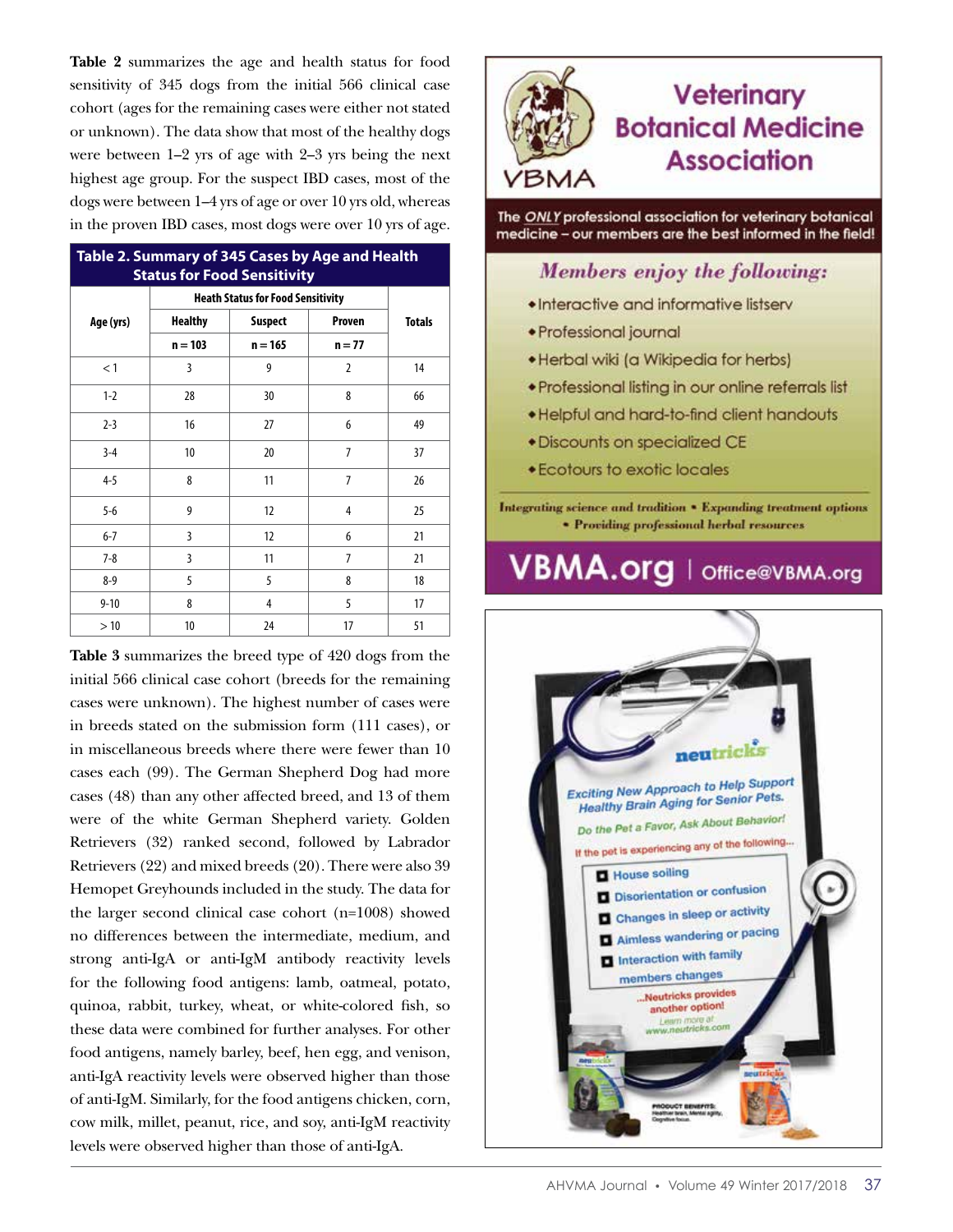**Table 2** summarizes the age and health status for food sensitivity of 345 dogs from the initial 566 clinical case cohort (ages for the remaining cases were either not stated or unknown). The data show that most of the healthy dogs were between 1–2 yrs of age with 2–3 yrs being the next highest age group. For the suspect IBD cases, most of the dogs were between 1–4 yrs of age or over 10 yrs old, whereas in the proven IBD cases, most dogs were over 10 yrs of age.

**Table 2. Summary of 345 Cases by Age and Health Status for Food Sensitivity**

| Age (yrs) | Heath Status for Food Sensitivity | | | Totals |
|---|---|---|---|---|
| | Healthy | Suspect | Proven | |
| | n = 103 | n = 165 | n = 77 | |
| < 1 | 3 | 9 | 2 | 14 |
| 1-2 | 28 | 30 | 8 | 66 |
| 2-3 | 16 | 27 | 6 | 49 |
| 3-4 | 10 | 20 | 7 | 37 |
| 4-5 | 8 | 11 | 7 | 26 |
| 5-6 | 9 | 12 | 4 | 25 |
| 6-7 | 3 | 12 | 6 | 21 |
| 7-8 | 3 | 11 | 7 | 21 |
| 8-9 | 5 | 5 | 8 | 18 |
| 9-10 | 8 | 4 | 5 | 17 |
| > 10 | 10 | 24 | 17 | 51 |

**Table 3** summarizes the breed type of 420 dogs from the initial 566 clinical case cohort (breeds for the remaining cases were unknown). The highest number of cases were in breeds stated on the submission form (111 cases), or in miscellaneous breeds where there were fewer than 10 cases each (99). The German Shepherd Dog had more cases (48) than any other affected breed, and 13 of them were of the white German Shepherd variety. Golden Retrievers (32) ranked second, followed by Labrador Retrievers (22) and mixed breeds (20). There were also 39 Hemopet Greyhounds included in the study. The data for the larger second clinical case cohort (n=1008) showed no differences between the intermediate, medium, and strong anti-IgA or anti-IgM antibody reactivity levels for the following food antigens: lamb, oatmeal, potato, quinoa, rabbit, turkey, wheat, or white-colored fish, so these data were combined for further analyses. For other food antigens, namely barley, beef, hen egg, and venison, anti-IgA reactivity levels were observed higher than those of anti-IgM. Similarly, for the food antigens chicken, corn, cow milk, millet, peanut, rice, and soy, anti-IgM reactivity levels were observed higher than those of anti-IgA.

# Veterinary Botanical Medicine Association

VBMA

The *ONLY* professional association for veterinary botanical medicine – our members are the best informed in the field!

*Members enjoy the following:*

- Interactive and informative listserv
- Professional journal
- Herbal wiki (a Wikipedia for herbs)
- Professional listing in our online referrals list
- Helpful and hard-to-find client handouts
- Discounts on specialized CE
- Ecotours to exotic locales

*Integrating science and tradition • Expanding treatment options • Providing professional herbal resources*

**VBMA.org** | Office@VBMA.org

neutricks

Exciting New Approach to Help Support Healthy Brain Aging for Senior Pets.

Do the Pet a Favor, Ask About Behavior!

If the pet is experiencing any of the following...

- House soiling
- Disorientation or confusion
- Changes in sleep or activity
- Aimless wandering or pacing
- Interaction with family members changes

...Neutricks provides another option!

Learn more at www.neutricks.com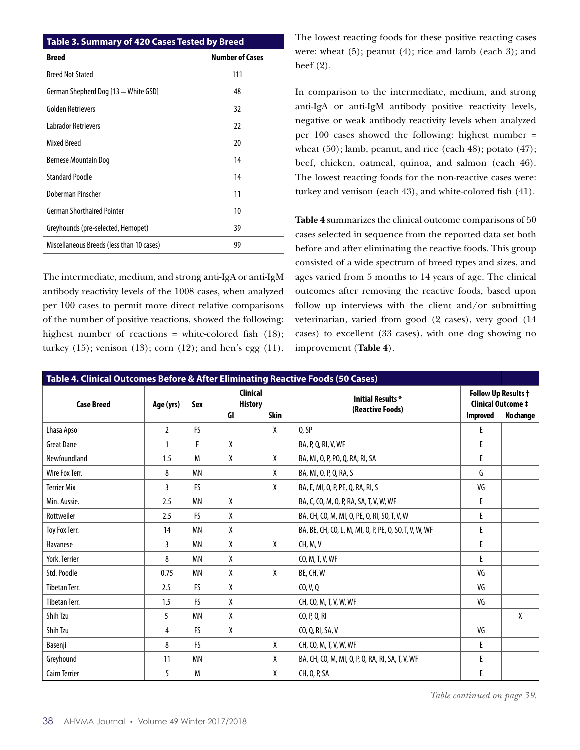**Table 3. Summary of 420 Cases Tested by Breed**

| Breed | Number of Cases |
|---|---|
| Breed Not Stated | 111 |
| German Shepherd Dog [13 = White GSD] | 48 |
| Golden Retrievers | 32 |
| Labrador Retrievers | 22 |
| Mixed Breed | 20 |
| Bernese Mountain Dog | 14 |
| Standard Poodle | 14 |
| Doberman Pinscher | 11 |
| German Shorthaired Pointer | 10 |
| Greyhounds (pre-selected, Hemopet) | 39 |
| Miscellaneous Breeds (less than 10 cases) | 99 |

The intermediate, medium, and strong anti-IgA or anti-IgM antibody reactivity levels of the 1008 cases, when analyzed per 100 cases to permit more direct relative comparisons of the number of positive reactions, showed the following: highest number of reactions = white-colored fish (18); turkey (15); venison (13); corn (12); and hen's egg (11). The lowest reacting foods for these positive reacting cases were: wheat (5); peanut (4); rice and lamb (each 3); and beef (2).

In comparison to the intermediate, medium, and strong anti-IgA or anti-IgM antibody positive reactivity levels, negative or weak antibody reactivity levels when analyzed per 100 cases showed the following: highest number = wheat (50); lamb, peanut, and rice (each 48); potato (47); beef, chicken, oatmeal, quinoa, and salmon (each 46). The lowest reacting foods for the non-reactive cases were: turkey and venison (each 43), and white-colored fish (41).

**Table 4** summarizes the clinical outcome comparisons of 50 cases selected in sequence from the reported data set both before and after eliminating the reactive foods. This group consisted of a wide spectrum of breed types and sizes, and ages varied from 5 months to 14 years of age. The clinical outcomes after removing the reactive foods, based upon follow up interviews with the client and/or submitting veterinarian, varied from good (2 cases), very good (14 cases) to excellent (33 cases), with one dog showing no improvement (**Table 4**).

**Table 4. Clinical Outcomes Before & After Eliminating Reactive Foods (50 Cases)**

| Case Breed | Age (yrs) | Sex | Clinical History | | Initial Results * (Reactive Foods) | Follow Up Results † Clinical Outcome ‡ | |
|---|---|---|---|---|---|---|---|
| | | | GI | Skin | | Improved | No change |
| Lhasa Apso | 2 | FS | | X | Q, SP | E | |
| Great Dane | 1 | F | X | | BA, P, Q, RI, V, WF | E | |
| Newfoundland | 1.5 | M | X | X | BA, MI, O, P, PO, Q, RA, RI, SA | E | |
| Wire Fox Terr. | 8 | MN | | X | BA, MI, O, P, Q, RA, S | G | |
| Terrier Mix | 3 | FS | | X | BA, E, MI, O, P, PE, Q, RA, RI, S | VG | |
| Min. Aussie. | 2.5 | MN | X | | BA, C, CO, M, O, P, RA, SA, T, V, W, WF | E | |
| Rottweiler | 2.5 | FS | X | | BA, CH, CO, M, MI, O, PE, Q, RI, SO, T, V, W | E | |
| Toy Fox Terr. | 14 | MN | X | | BA, BE, CH, CO, L, M, MI, O, P, PE, Q, SO, T, V, W, WF | E | |
| Havanese | 3 | MN | X | X | CH, M, V | E | |
| York. Terrier | 8 | MN | X | | CO, M, T, V, WF | E | |
| Std. Poodle | 0.75 | MN | X | X | BE, CH, W | VG | |
| Tibetan Terr. | 2.5 | FS | X | | CO, V, Q | VG | |
| Tibetan Terr. | 1.5 | FS | X | | CH, CO, M, T, V, W, WF | VG | |
| Shih Tzu | 5 | MN | X | | CO, P, Q, RI | | X |
| Shih Tzu | 4 | FS | X | | CO, Q, RI, SA, V | VG | |
| Basenji | 8 | FS | | X | CH, CO, M, T, V, W, WF | E | |
| Greyhound | 11 | MN | | X | BA, CH, CO, M, MI, O, P, Q, RA, RI, SA, T, V, WF | E | |
| Cairn Terrier | 5 | M | | X | CH, O, P, SA | E | |

*Table continued on page 39.*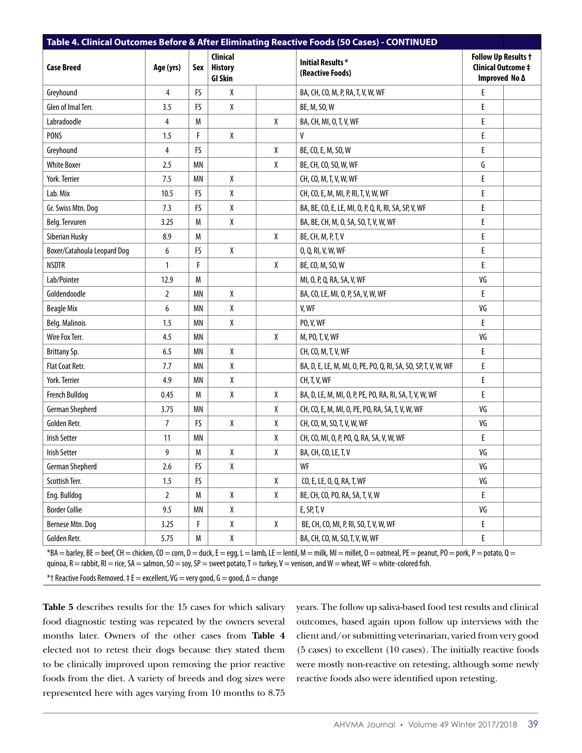**Table 4. Clinical Outcomes Before & After Eliminating Reactive Foods (50 Cases) - CONTINUED**

| Case Breed | Age (yrs) | Sex | Clinical History GI | Skin | Initial Results* (Reactive Foods) | Follow Up Results † Clinical Outcome ‡ Improved | No Δ |
|---|---|---|---|---|---|---|---|
| Greyhound | 4 | FS | X | | BA, CH, CO, M, P, RA, T, V, W, WF | E | |
| Glen of Imal Terr. | 3.5 | FS | X | | BE, M, SO, W | E | |
| Labradoodle | 4 | M | | X | BA, CH, MI, O, T, V, WF | E | |
| PONS | 1.5 | F | X | | V | E | |
| Greyhound | 4 | FS | | X | BE, CO, E, M, SO, W | E | |
| White Boxer | 2.5 | MN | | X | BE, CH, CO, SO, W, WF | G | |
| York. Terrier | 7.5 | MN | X | | CH, CO, M, T, V, W, WF | E | |
| Lab. Mix | 10.5 | FS | X | | CH, CO, E, M, MI, P, RI, T, V, W, WF | E | |
| Gr. Swiss Mtn. Dog | 7.3 | FS | X | | BA, BE, CO, E, LE, MI, O, P, Q, R, RI, SA, SP, V, WF | E | |
| Belg. Tervuren | 3.25 | M | X | | BA, BE, CH, M, O, SA, SO, T, V, W, WF | E | |
| Siberian Husky | 8.9 | M | | X | BE, CH, M, P, T, V | E | |
| Boxer/Catahoula Leopard Dog | 6 | FS | X | | O, Q, RI, V, W, WF | E | |
| NSDTR | 1 | F | | X | BE, CO, M, SO, W | E | |
| Lab/Pointer | 12.9 | M | | | MI, O, P, Q, RA, SA, V, WF | VG | |
| Goldendoodle | 2 | MN | X | | BA, CO, LE, MI, O, P, SA, V, W, WF | E | |
| Beagle Mix | 6 | MN | X | | V, WF | VG | |
| Belg. Malinois | 1.5 | MN | X | | PO, V, WF | E | |
| Wire Fox Terr. | 4.5 | MN | | X | M, PO, T, V, WF | VG | |
| Brittany Sp. | 6.5 | MN | X | | CH, CO, M, T, V, WF | E | |
| Flat Coat Retr. | 7.7 | MN | X | | BA, D, E, LE, M, MI, O, PE, PO, Q, RI, SA, SO, SP, T, V, W, WF | E | |
| York. Terrier | 4.9 | MN | X | | CH, T, V, WF | E | |
| French Bulldog | 0.45 | M | X | X | BA, D, LE, M, MI, O, P, PE, PO, RA, RI, SA, T, V, W, WF | E | |
| German Shepherd | 3.75 | MN | | X | CH, CO, E, M, MI, O, PE, PO, RA, SA, T, V, W, WF | VG | |
| Golden Retr. | 7 | FS | X | X | CH, CO, M, SO, T, V, W, WF | VG | |
| Irish Setter | 11 | MN | | X | CH, CO, MI, O, P, PO, Q, RA, SA, V, W, WF | E | |
| Irish Setter | 9 | M | X | X | BA, CH, CO, LE, T, V | VG | |
| German Shepherd | 2.6 | FS | X | | WF | VG | |
| Scottish Terr. | 1.5 | FS | | X | CO, E, LE, O, Q, RA, T, WF | VG | |
| Eng. Bulldog | 2 | M | X | X | BE, CH, CO, PO, RA, SA, T, V, W | E | |
| Border Collie | 9.5 | MN | X | | E, SP, T, V | VG | |
| Bernese Mtn. Dog | 3.25 | F | X | X | BE, CH, CO, MI, P, RI, SO, T, V, W, WF | E | |
| Golden Retr. | 5.75 | M | X | | BA, CH, CO, M, SO, T, V, W, WF | E | |

*BA = barley, BE = beef, CH = chicken, CO = corn, D = duck, E = egg, L = lamb, LE = lentil, M = milk, MI = millet, O = oatmeal, PE = peanut, PO = pork, P = potato, Q = quinoa, R = rabbit, RI = rice, SA = salmon, SO = soy, SP = sweet potato, T = turkey, V = venison, and W = wheat, WF = white-colored fish.

*† Reactive Foods Removed. ‡ E = excellent, VG = very good, G = good, Δ = change

**Table 5** describes results for the 15 cases for which salivary food diagnostic testing was repeated by the owners several months later. Owners of the other cases from **Table 4** elected not to retest their dogs because they stated them to be clinically improved upon removing the prior reactive foods from the diet. A variety of breeds and dog sizes were represented here with ages varying from 10 months to 8.75 years. The follow up saliva-based food test results and clinical outcomes, based again upon follow up interviews with the client and/or submitting veterinarian, varied from very good (5 cases) to excellent (10 cases). The initially reactive foods were mostly non-reactive on retesting, although some newly reactive foods also were identified upon retesting.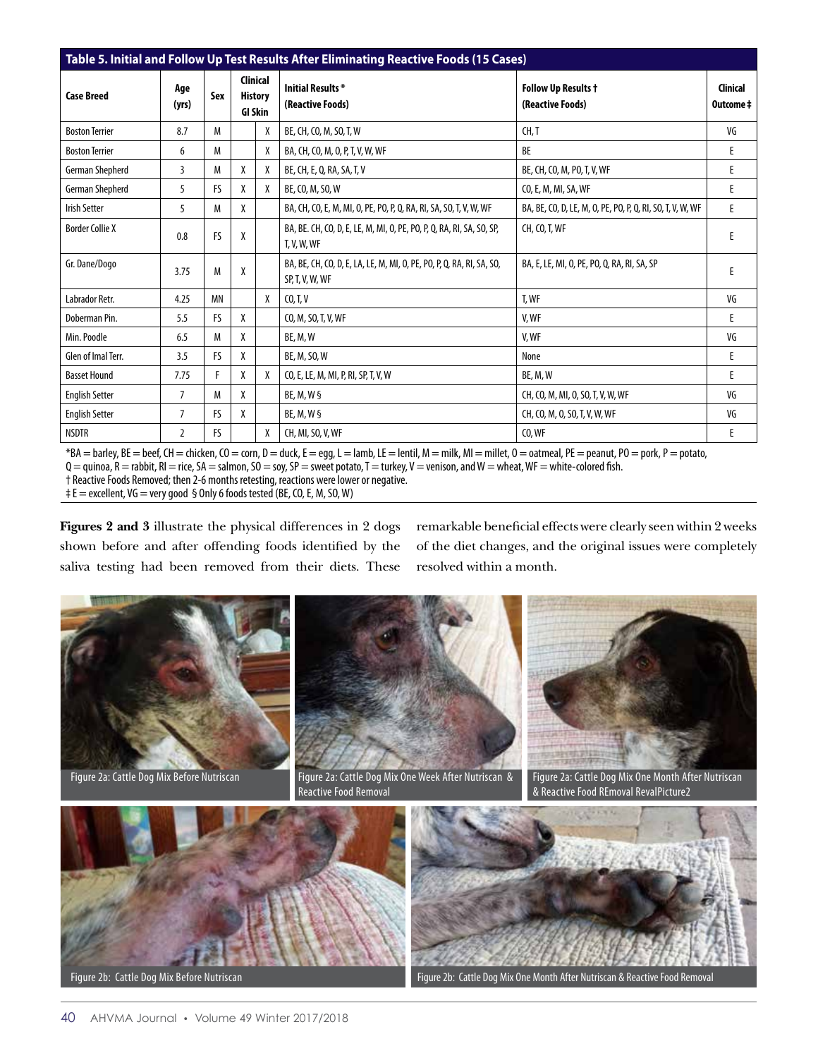**Table 5. Initial and Follow Up Test Results After Eliminating Reactive Foods (15 Cases)**

| Case Breed | Age (yrs) | Sex | Clinical History GI | Clinical History Skin | Initial Results* (Reactive Foods) | Follow Up Results † (Reactive Foods) | Clinical Outcome ‡ |
|---|---|---|---|---|---|---|---|
| Boston Terrier | 8.7 | M | | X | BE, CH, CO, M, SO, T, W | CH, T | VG |
| Boston Terrier | 6 | M | | X | BA, CH, CO, M, O, P, T, V, W, WF | BE | E |
| German Shepherd | 3 | M | X | X | BE, CH, E, Q, RA, SA, T, V | BE, CH, CO, M, PO, T, V, WF | E |
| German Shepherd | 5 | FS | X | X | BE, CO, M, SO, W | CO, E, M, MI, SA, WF | E |
| Irish Setter | 5 | M | X | | BA, CH, CO, E, M, MI, O, PE, PO, P, Q, RA, RI, SA, SO, T, V, W, WF | BA, BE, CO, D, LE, M, O, PE, PO, P, Q, RI, SO, T, V, W, WF | E |
| Border Collie X | 0.8 | FS | X | | BA, BE. CH, CO, D, E, LE, M, MI, O, PE, PO, P, Q, RA, RI, SA, SO, SP, T, V, W, WF | CH, CO, T, WF | E |
| Gr. Dane/Dogo | 3.75 | M | X | | BA, BE, CH, CO, D, E, LA, LE, M, MI, O, PE, PO, P, Q, RA, RI, SA, SO, SP, T, V, W, WF | BA, E, LE, MI, O, PE, PO, Q, RA, RI, SA, SP | E |
| Labrador Retr. | 4.25 | MN | | X | CO, T, V | T, WF | VG |
| Doberman Pin. | 5.5 | FS | X | | CO, M, SO, T, V, WF | V, WF | E |
| Min. Poodle | 6.5 | M | X | | BE, M, W | V, WF | VG |
| Glen of Imal Terr. | 3.5 | FS | X | | BE, M, SO, W | None | E |
| Basset Hound | 7.75 | F | X | X | CO, E, LE, M, MI, P, RI, SP, T, V, W | BE, M, W | E |
| English Setter | 7 | M | X | | BE, M, W § | CH, CO, M, MI, O, SO, T, V, W, WF | VG |
| English Setter | 7 | FS | X | | BE, M, W § | CH, CO, M, O, SO, T, V, W, WF | VG |
| NSDTR | 2 | FS | | X | CH, MI, SO, V, WF | CO, WF | E |

*BA = barley, BE = beef, CH = chicken, CO = corn, D = duck, E = egg, L = lamb, LE = lentil, M = milk, MI = millet, O = oatmeal, PE = peanut, PO = pork, P = potato, Q = quinoa, R = rabbit, RI = rice, SA = salmon, SO = soy, SP = sweet potato, T = turkey, V = venison, and W = wheat, WF = white-colored fish.
† Reactive Foods Removed; then 2-6 months retesting, reactions were lower or negative.
‡ E = excellent, VG = very good § Only 6 foods tested (BE, CO, E, M, SO, W)

**Figures 2 and 3** illustrate the physical differences in 2 dogs shown before and after offending foods identified by the saliva testing had been removed from their diets. These remarkable beneficial effects were clearly seen within 2 weeks of the diet changes, and the original issues were completely resolved within a month.

Figure 2a: Cattle Dog Mix Before Nutriscan

Figure 2a: Cattle Dog Mix One Week After Nutriscan & Reactive Food Removal

Figure 2a: Cattle Dog Mix One Month After Nutriscan & Reactive Food REmoval RevalPicture2

Figure 2b: Cattle Dog Mix Before Nutriscan

Figure 2b: Cattle Dog Mix One Month After Nutriscan & Reactive Food Removal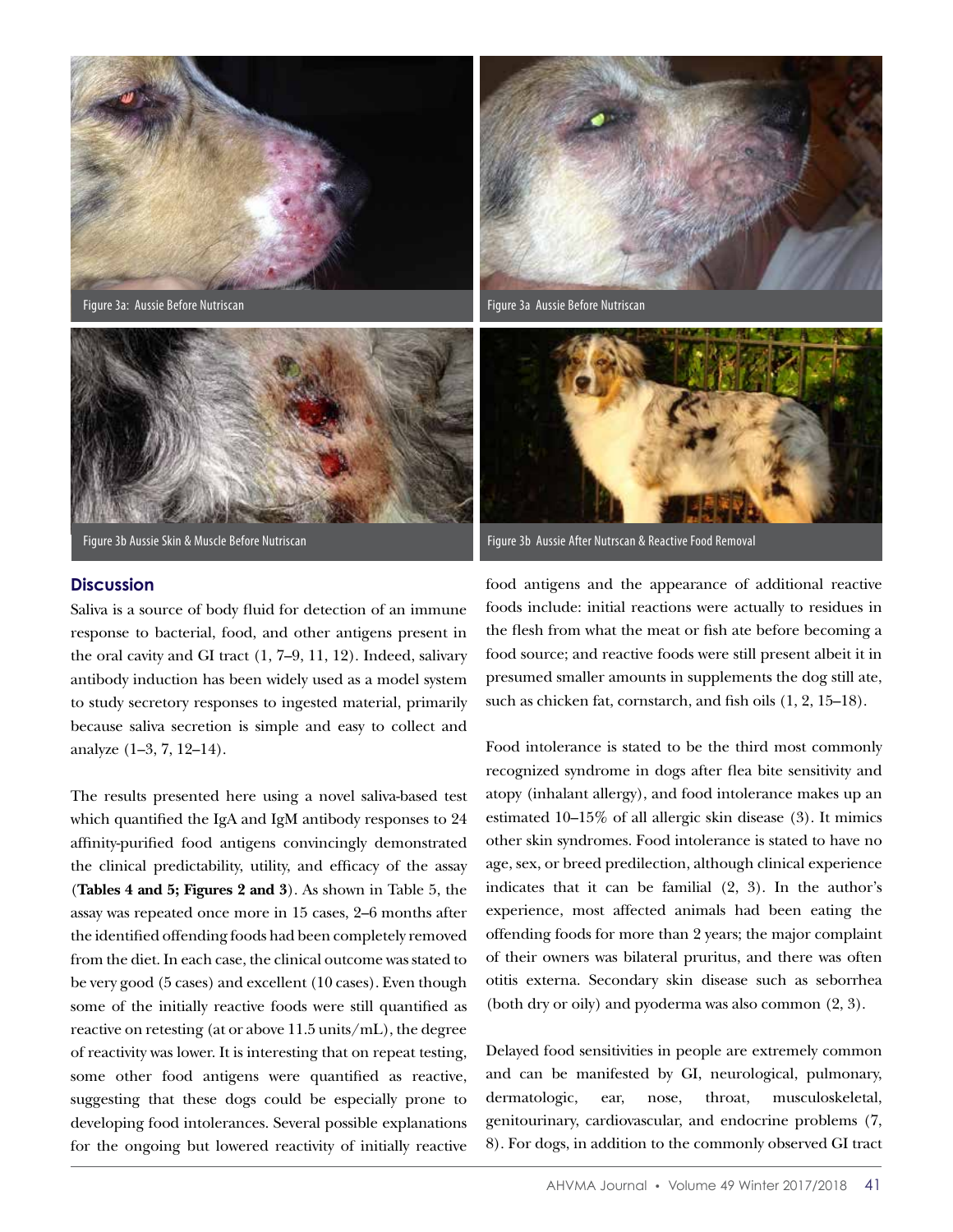Figure 3a: Aussie Before Nutriscan

Figure 3a Aussie Before Nutriscan

Figure 3b Aussie Skin & Muscle Before Nutriscan

Figure 3b Aussie After Nutrscan & Reactive Food Removal

## Discussion

Saliva is a source of body fluid for detection of an immune response to bacterial, food, and other antigens present in the oral cavity and GI tract (1, 7–9, 11, 12). Indeed, salivary antibody induction has been widely used as a model system to study secretory responses to ingested material, primarily because saliva secretion is simple and easy to collect and analyze (1–3, 7, 12–14).

The results presented here using a novel saliva-based test which quantified the IgA and IgM antibody responses to 24 affinity-purified food antigens convincingly demonstrated the clinical predictability, utility, and efficacy of the assay (**Tables 4 and 5; Figures 2 and 3**). As shown in Table 5, the assay was repeated once more in 15 cases, 2–6 months after the identified offending foods had been completely removed from the diet. In each case, the clinical outcome was stated to be very good (5 cases) and excellent (10 cases). Even though some of the initially reactive foods were still quantified as reactive on retesting (at or above 11.5 units/mL), the degree of reactivity was lower. It is interesting that on repeat testing, some other food antigens were quantified as reactive, suggesting that these dogs could be especially prone to developing food intolerances. Several possible explanations for the ongoing but lowered reactivity of initially reactive food antigens and the appearance of additional reactive foods include: initial reactions were actually to residues in the flesh from what the meat or fish ate before becoming a food source; and reactive foods were still present albeit it in presumed smaller amounts in supplements the dog still ate, such as chicken fat, cornstarch, and fish oils (1, 2, 15–18).

Food intolerance is stated to be the third most commonly recognized syndrome in dogs after flea bite sensitivity and atopy (inhalant allergy), and food intolerance makes up an estimated 10–15% of all allergic skin disease (3). It mimics other skin syndromes. Food intolerance is stated to have no age, sex, or breed predilection, although clinical experience indicates that it can be familial (2, 3). In the author's experience, most affected animals had been eating the offending foods for more than 2 years; the major complaint of their owners was bilateral pruritus, and there was often otitis externa. Secondary skin disease such as seborrhea (both dry or oily) and pyoderma was also common (2, 3).

Delayed food sensitivities in people are extremely common and can be manifested by GI, neurological, pulmonary, dermatologic, ear, nose, throat, musculoskeletal, genitourinary, cardiovascular, and endocrine problems (7, 8). For dogs, in addition to the commonly observed GI tract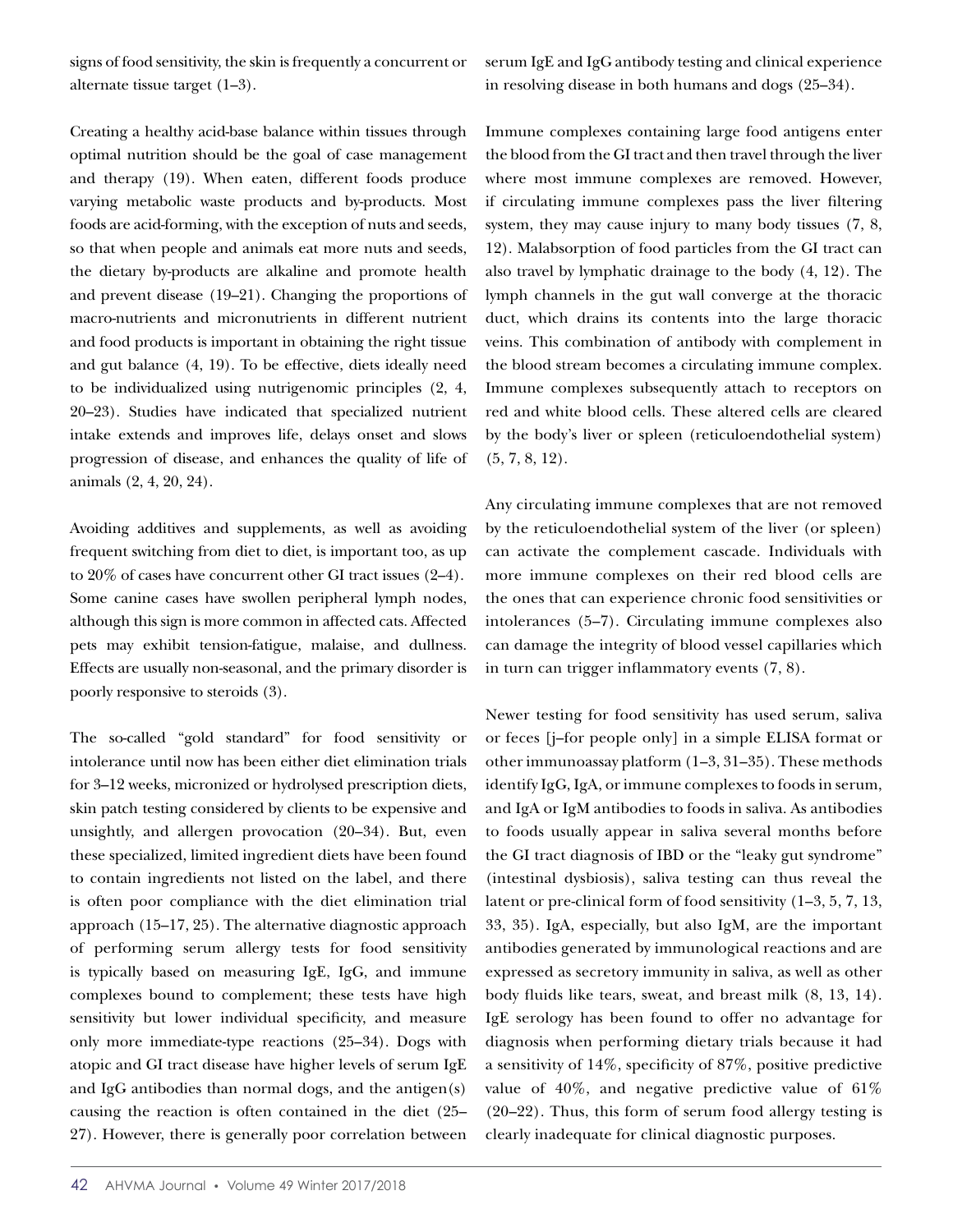signs of food sensitivity, the skin is frequently a concurrent or alternate tissue target (1–3).

Creating a healthy acid-base balance within tissues through optimal nutrition should be the goal of case management and therapy (19). When eaten, different foods produce varying metabolic waste products and by-products. Most foods are acid-forming, with the exception of nuts and seeds, so that when people and animals eat more nuts and seeds, the dietary by-products are alkaline and promote health and prevent disease (19–21). Changing the proportions of macro-nutrients and micronutrients in different nutrient and food products is important in obtaining the right tissue and gut balance (4, 19). To be effective, diets ideally need to be individualized using nutrigenomic principles (2, 4, 20–23). Studies have indicated that specialized nutrient intake extends and improves life, delays onset and slows progression of disease, and enhances the quality of life of animals (2, 4, 20, 24).

Avoiding additives and supplements, as well as avoiding frequent switching from diet to diet, is important too, as up to 20% of cases have concurrent other GI tract issues (2–4). Some canine cases have swollen peripheral lymph nodes, although this sign is more common in affected cats. Affected pets may exhibit tension-fatigue, malaise, and dullness. Effects are usually non-seasonal, and the primary disorder is poorly responsive to steroids (3).

The so-called "gold standard" for food sensitivity or intolerance until now has been either diet elimination trials for 3–12 weeks, micronized or hydrolysed prescription diets, skin patch testing considered by clients to be expensive and unsightly, and allergen provocation (20–34). But, even these specialized, limited ingredient diets have been found to contain ingredients not listed on the label, and there is often poor compliance with the diet elimination trial approach (15–17, 25). The alternative diagnostic approach of performing serum allergy tests for food sensitivity is typically based on measuring IgE, IgG, and immune complexes bound to complement; these tests have high sensitivity but lower individual specificity, and measure only more immediate-type reactions (25–34). Dogs with atopic and GI tract disease have higher levels of serum IgE and IgG antibodies than normal dogs, and the antigen(s) causing the reaction is often contained in the diet (25–27). However, there is generally poor correlation between serum IgE and IgG antibody testing and clinical experience in resolving disease in both humans and dogs (25–34).

Immune complexes containing large food antigens enter the blood from the GI tract and then travel through the liver where most immune complexes are removed. However, if circulating immune complexes pass the liver filtering system, they may cause injury to many body tissues (7, 8, 12). Malabsorption of food particles from the GI tract can also travel by lymphatic drainage to the body (4, 12). The lymph channels in the gut wall converge at the thoracic duct, which drains its contents into the large thoracic veins. This combination of antibody with complement in the blood stream becomes a circulating immune complex. Immune complexes subsequently attach to receptors on red and white blood cells. These altered cells are cleared by the body's liver or spleen (reticuloendothelial system) (5, 7, 8, 12).

Any circulating immune complexes that are not removed by the reticuloendothelial system of the liver (or spleen) can activate the complement cascade. Individuals with more immune complexes on their red blood cells are the ones that can experience chronic food sensitivities or intolerances (5–7). Circulating immune complexes also can damage the integrity of blood vessel capillaries which in turn can trigger inflammatory events (7, 8).

Newer testing for food sensitivity has used serum, saliva or feces [j–for people only] in a simple ELISA format or other immunoassay platform (1–3, 31–35). These methods identify IgG, IgA, or immune complexes to foods in serum, and IgA or IgM antibodies to foods in saliva. As antibodies to foods usually appear in saliva several months before the GI tract diagnosis of IBD or the "leaky gut syndrome" (intestinal dysbiosis), saliva testing can thus reveal the latent or pre-clinical form of food sensitivity (1–3, 5, 7, 13, 33, 35). IgA, especially, but also IgM, are the important antibodies generated by immunological reactions and are expressed as secretory immunity in saliva, as well as other body fluids like tears, sweat, and breast milk (8, 13, 14). IgE serology has been found to offer no advantage for diagnosis when performing dietary trials because it had a sensitivity of 14%, specificity of 87%, positive predictive value of 40%, and negative predictive value of 61% (20–22). Thus, this form of serum food allergy testing is clearly inadequate for clinical diagnostic purposes.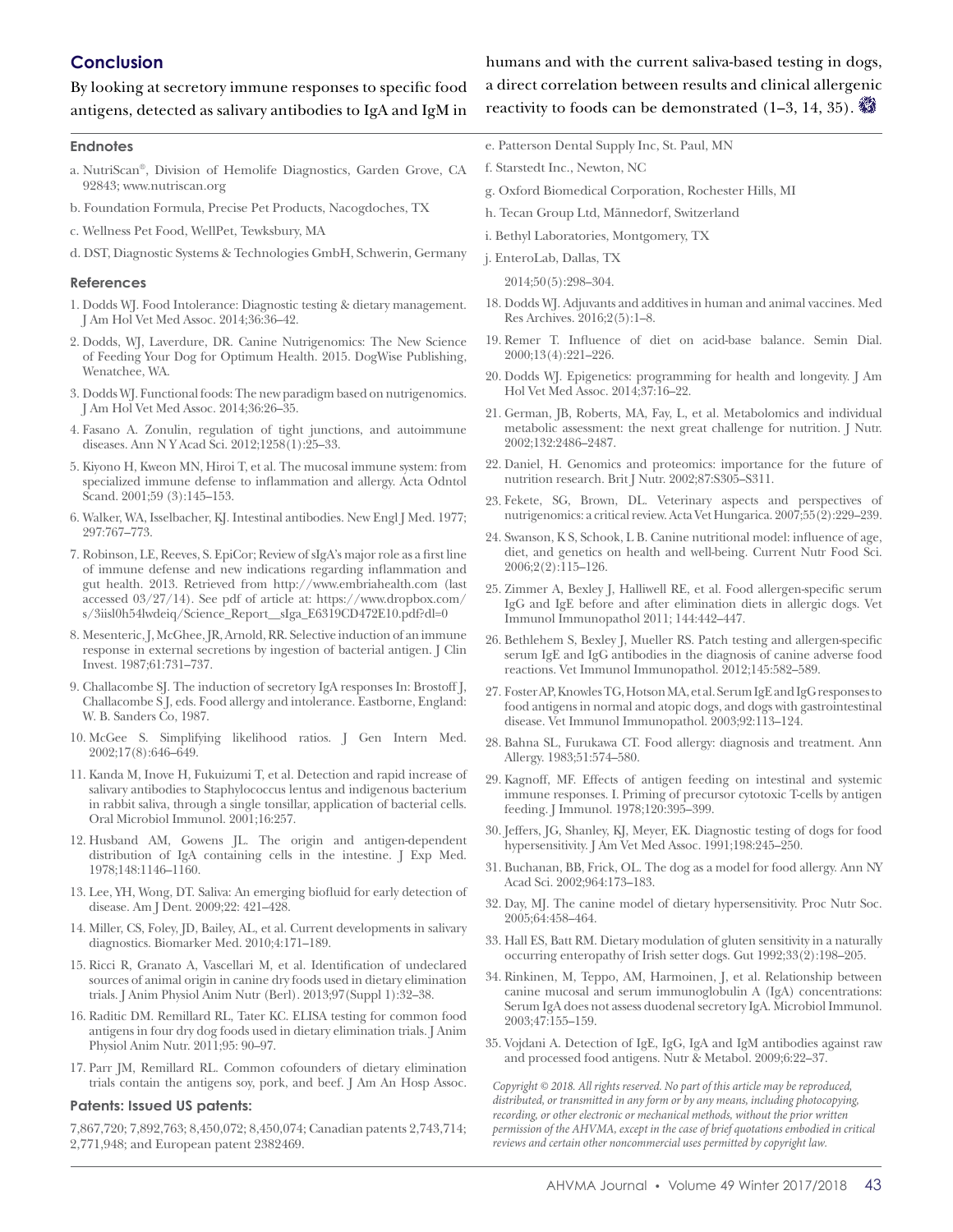## Conclusion

By looking at secretory immune responses to specific food antigens, detected as salivary antibodies to IgA and IgM in humans and with the current saliva-based testing in dogs, a direct correlation between results and clinical allergenic reactivity to foods can be demonstrated (1–3, 14, 35).

### Endnotes

a. NutriScan®, Division of Hemolife Diagnostics, Garden Grove, CA 92843; www.nutriscan.org

b. Foundation Formula, Precise Pet Products, Nacogdoches, TX

c. Wellness Pet Food, WellPet, Tewksbury, MA

d. DST, Diagnostic Systems & Technologies GmbH, Schwerin, Germany

e. Patterson Dental Supply Inc, St. Paul, MN

f. Starstedt Inc., Newton, NC

g. Oxford Biomedical Corporation, Rochester Hills, MI

h. Tecan Group Ltd, Mãnnedorf, Switzerland

i. Bethyl Laboratories, Montgomery, TX

j. EnteroLab, Dallas, TX

### References

1. Dodds WJ. Food Intolerance: Diagnostic testing & dietary management. J Am Hol Vet Med Assoc. 2014;36:36–42.
2. Dodds, WJ, Laverdure, DR. Canine Nutrigenomics: The New Science of Feeding Your Dog for Optimum Health. 2015. DogWise Publishing, Wenatchee, WA.
3. Dodds WJ. Functional foods: The new paradigm based on nutrigenomics. J Am Hol Vet Med Assoc. 2014;36:26–35.
4. Fasano A. Zonulin, regulation of tight junctions, and autoimmune diseases. Ann N Y Acad Sci. 2012;1258(1):25–33.
5. Kiyono H, Kweon MN, Hiroi T, et al. The mucosal immune system: from specialized immune defense to inflammation and allergy. Acta Odntol Scand. 2001;59 (3):145–153.
6. Walker, WA, Isselbacher, KJ. Intestinal antibodies. New Engl J Med. 1977; 297:767–773.
7. Robinson, LE, Reeves, S. EpiCor; Review of sIgA's major role as a first line of immune defense and new indications regarding inflammation and gut health. 2013. Retrieved from http://www.embriahealth.com (last accessed 03/27/14). See pdf of article at: https://www.dropbox.com/s/3iisl0h54lwdeiq/Science_Report__sIga_E6319CD472E10.pdf?dl=0
8. Mesenteric, J, McGhee, JR, Arnold, RR. Selective induction of an immune response in external secretions by ingestion of bacterial antigen. J Clin Invest. 1987;61:731–737.
9. Challacombe SJ. The induction of secretory IgA responses In: Brostoff J, Challacombe S J, eds. Food allergy and intolerance. Eastborne, England: W. B. Sanders Co, 1987.
10. McGee S. Simplifying likelihood ratios. J Gen Intern Med. 2002;17(8):646–649.
11. Kanda M, Inove H, Fukuizumi T, et al. Detection and rapid increase of salivary antibodies to Staphylococcus lentus and indigenous bacterium in rabbit saliva, through a single tonsillar, application of bacterial cells. Oral Microbiol Immunol. 2001;16:257.
12. Husband AM, Gowens JL. The origin and antigen-dependent distribution of IgA containing cells in the intestine. J Exp Med. 1978;148:1146–1160.
13. Lee, YH, Wong, DT. Saliva: An emerging biofluid for early detection of disease. Am J Dent. 2009;22: 421–428.
14. Miller, CS, Foley, JD, Bailey, AL, et al. Current developments in salivary diagnostics. Biomarker Med. 2010;4:171–189.
15. Ricci R, Granato A, Vascellari M, et al. Identification of undeclared sources of animal origin in canine dry foods used in dietary elimination trials. J Anim Physiol Anim Nutr (Berl). 2013;97(Suppl 1):32–38.
16. Raditic DM. Remillard RL, Tater KC. ELISA testing for common food antigens in four dry dog foods used in dietary elimination trials. J Anim Physiol Anim Nutr. 2011;95: 90–97.
17. Parr JM, Remillard RL. Common cofounders of dietary elimination trials contain the antigens soy, pork, and beef. J Am An Hosp Assoc. 2014;50(5):298–304.
18. Dodds WJ. Adjuvants and additives in human and animal vaccines. Med Res Archives. 2016;2(5):1–8.
19. Remer T. Influence of diet on acid-base balance. Semin Dial. 2000;13(4):221–226.
20. Dodds WJ. Epigenetics: programming for health and longevity. J Am Hol Vet Med Assoc. 2014;37:16–22.
21. German, JB, Roberts, MA, Fay, L, et al. Metabolomics and individual metabolic assessment: the next great challenge for nutrition. J Nutr. 2002;132:2486–2487.
22. Daniel, H. Genomics and proteomics: importance for the future of nutrition research. Brit J Nutr. 2002;87:S305–S311.
23. Fekete, SG, Brown, DL. Veterinary aspects and perspectives of nutrigenomics: a critical review. Acta Vet Hungarica. 2007;55(2):229–239.
24. Swanson, K S, Schook, L B. Canine nutritional model: influence of age, diet, and genetics on health and well-being. Current Nutr Food Sci. 2006;2(2):115–126.
25. Zimmer A, Bexley J, Halliwell RE, et al. Food allergen-specific serum IgG and IgE before and after elimination diets in allergic dogs. Vet Immunol Immunopathol 2011; 144:442–447.
26. Bethlehem S, Bexley J, Mueller RS. Patch testing and allergen-specific serum IgE and IgG antibodies in the diagnosis of canine adverse food reactions. Vet Immunol Immunopathol. 2012;145:582–589.
27. Foster AP, Knowles TG, Hotson MA, et al. Serum IgE and IgG responses to food antigens in normal and atopic dogs, and dogs with gastrointestinal disease. Vet Immunol Immunopathol. 2003;92:113–124.
28. Bahna SL, Furukawa CT. Food allergy: diagnosis and treatment. Ann Allergy. 1983;51:574–580.
29. Kagnoff, MF. Effects of antigen feeding on intestinal and systemic immune responses. I. Priming of precursor cytotoxic T-cells by antigen feeding. J Immunol. 1978;120:395–399.
30. Jeffers, JG, Shanley, KJ, Meyer, EK. Diagnostic testing of dogs for food hypersensitivity. J Am Vet Med Assoc. 1991;198:245–250.
31. Buchanan, BB, Frick, OL. The dog as a model for food allergy. Ann NY Acad Sci. 2002;964:173–183.
32. Day, MJ. The canine model of dietary hypersensitivity. Proc Nutr Soc. 2005;64:458–464.
33. Hall ES, Batt RM. Dietary modulation of gluten sensitivity in a naturally occurring enteropathy of Irish setter dogs. Gut 1992;33(2):198–205.
34. Rinkinen, M, Teppo, AM, Harmoinen, J, et al. Relationship between canine mucosal and serum immunoglobulin A (IgA) concentrations: Serum IgA does not assess duodenal secretory IgA. Microbiol Immunol. 2003;47:155–159.
35. Vojdani A. Detection of IgE, IgG, IgA and IgM antibodies against raw and processed food antigens. Nutr & Metabol. 2009;6:22–37.

### Patents: Issued US patents:

7,867,720; 7,892,763; 8,450,072; 8,450,074; Canadian patents 2,743,714; 2,771,948; and European patent 2382469.

*Copyright © 2018. All rights reserved. No part of this article may be reproduced, distributed, or transmitted in any form or by any means, including photocopying, recording, or other electronic or mechanical methods, without the prior written permission of the AHVMA, except in the case of brief quotations embodied in critical reviews and certain other noncommercial uses permitted by copyright law.*